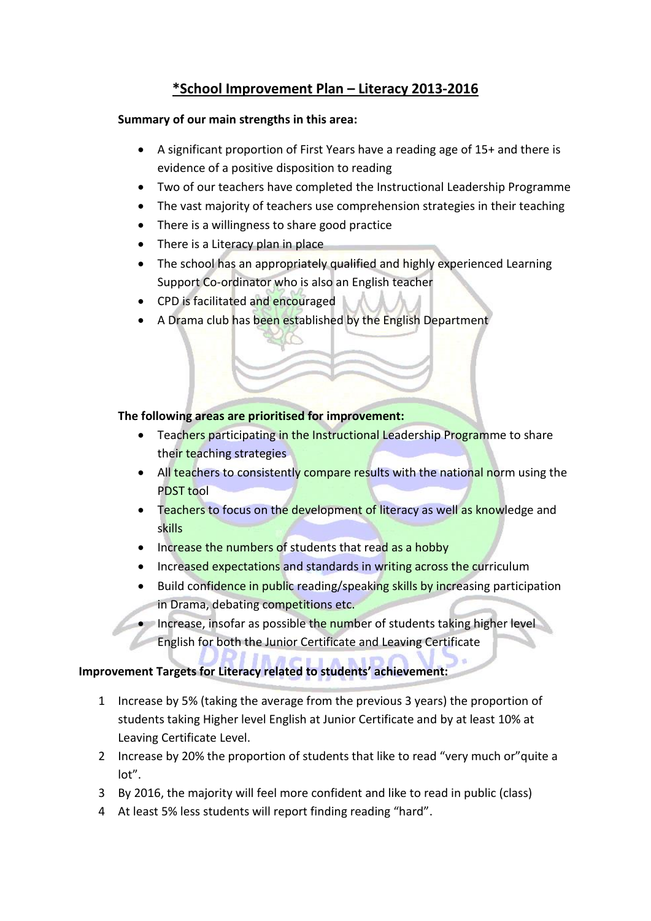# *School Improvement Plan – Literacy 2013-2016

**Summary of our main strengths in this area:**

- A significant proportion of First Years have a reading age of 15+ and there is evidence of a positive disposition to reading
- Two of our teachers have completed the Instructional Leadership Programme
- The vast majority of teachers use comprehension strategies in their teaching
- There is a willingness to share good practice
- There is a Literacy plan in place
- The school has an appropriately qualified and highly experienced Learning Support Co-ordinator who is also an English teacher
- CPD is facilitated and encouraged
- A Drama club has been established by the English Department

**The following areas are prioritised for improvement:**

- Teachers participating in the Instructional Leadership Programme to share their teaching strategies
- All teachers to consistently compare results with the national norm using the PDST tool
- Teachers to focus on the development of literacy as well as knowledge and skills
- Increase the numbers of students that read as a hobby
- Increased expectations and standards in writing across the curriculum
- Build confidence in public reading/speaking skills by increasing participation in Drama, debating competitions etc.
- Increase, insofar as possible the number of students taking higher level English for both the Junior Certificate and Leaving Certificate

**Improvement Targets for Literacy related to students' achievement:**

1. Increase by 5% (taking the average from the previous 3 years) the proportion of students taking Higher level English at Junior Certificate and by at least 10% at Leaving Certificate Level.
2. Increase by 20% the proportion of students that like to read "very much or"quite a lot".
3. By 2016, the majority will feel more confident and like to read in public (class)
4. At least 5% less students will report finding reading "hard".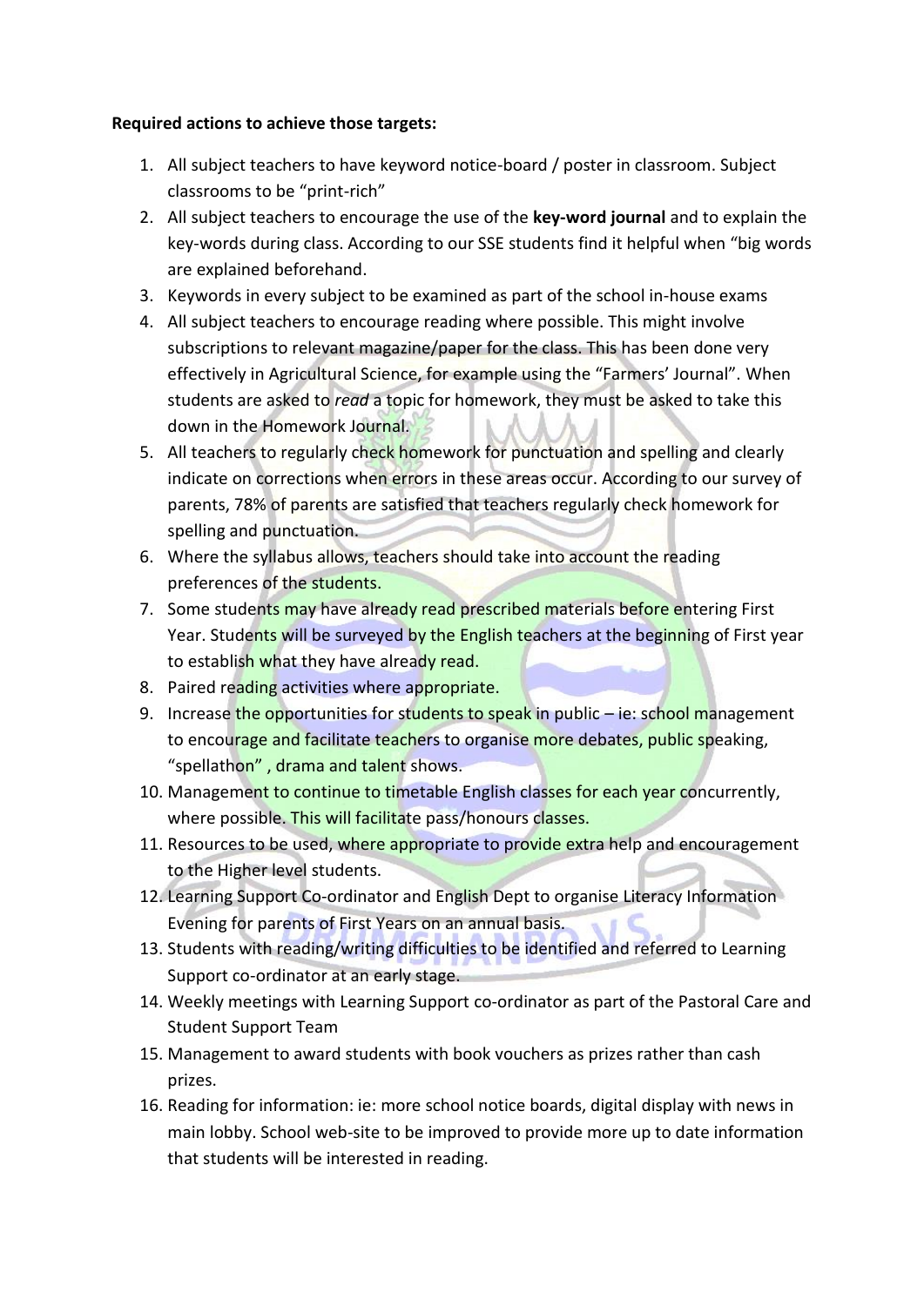**Required actions to achieve those targets:**

1. All subject teachers to have keyword notice-board / poster in classroom. Subject classrooms to be "print-rich"
2. All subject teachers to encourage the use of the **key-word journal** and to explain the key-words during class. According to our SSE students find it helpful when "big words are explained beforehand.
3. Keywords in every subject to be examined as part of the school in-house exams
4. All subject teachers to encourage reading where possible. This might involve subscriptions to relevant magazine/paper for the class. This has been done very effectively in Agricultural Science, for example using the "Farmers' Journal". When students are asked to *read* a topic for homework, they must be asked to take this down in the Homework Journal.
5. All teachers to regularly check homework for punctuation and spelling and clearly indicate on corrections when errors in these areas occur. According to our survey of parents, 78% of parents are satisfied that teachers regularly check homework for spelling and punctuation.
6. Where the syllabus allows, teachers should take into account the reading preferences of the students.
7. Some students may have already read prescribed materials before entering First Year. Students will be surveyed by the English teachers at the beginning of First year to establish what they have already read.
8. Paired reading activities where appropriate.
9. Increase the opportunities for students to speak in public – ie: school management to encourage and facilitate teachers to organise more debates, public speaking, "spellathon" , drama and talent shows.
10. Management to continue to timetable English classes for each year concurrently, where possible. This will facilitate pass/honours classes.
11. Resources to be used, where appropriate to provide extra help and encouragement to the Higher level students.
12. Learning Support Co-ordinator and English Dept to organise Literacy Information Evening for parents of First Years on an annual basis.
13. Students with reading/writing difficulties to be identified and referred to Learning Support co-ordinator at an early stage.
14. Weekly meetings with Learning Support co-ordinator as part of the Pastoral Care and Student Support Team
15. Management to award students with book vouchers as prizes rather than cash prizes.
16. Reading for information: ie: more school notice boards, digital display with news in main lobby. School web-site to be improved to provide more up to date information that students will be interested in reading.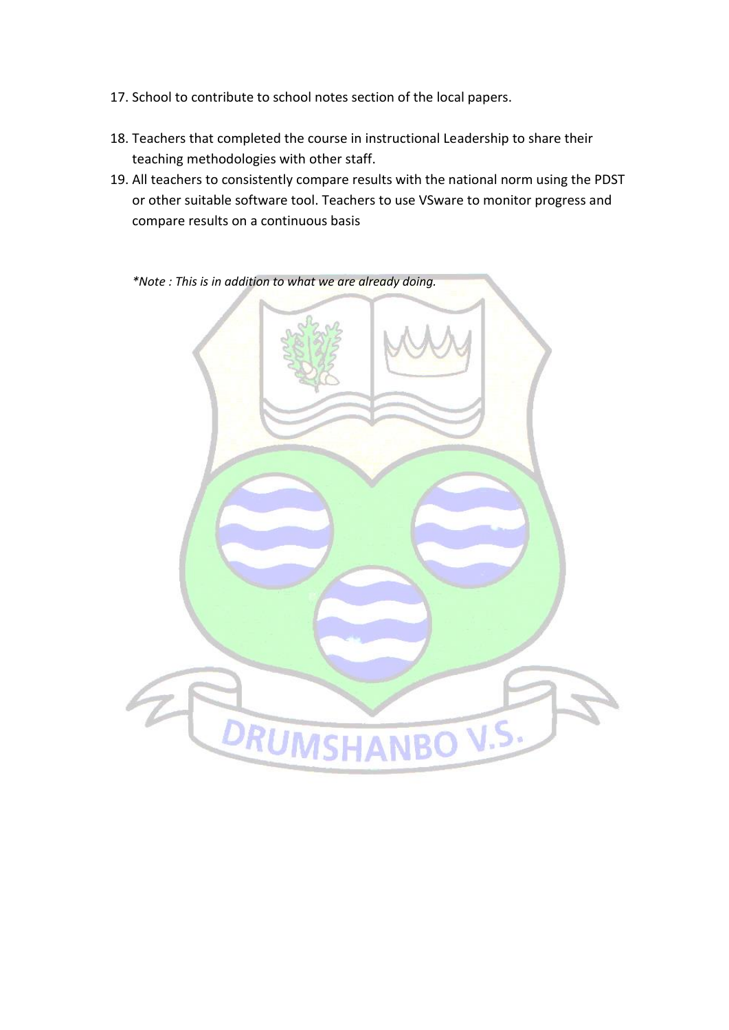17. School to contribute to school notes section of the local papers.

18. Teachers that completed the course in instructional Leadership to share their teaching methodologies with other staff.

19. All teachers to consistently compare results with the national norm using the PDST or other suitable software tool. Teachers to use VSware to monitor progress and compare results on a continuous basis

*\*Note : This is in addition to what we are already doing.*